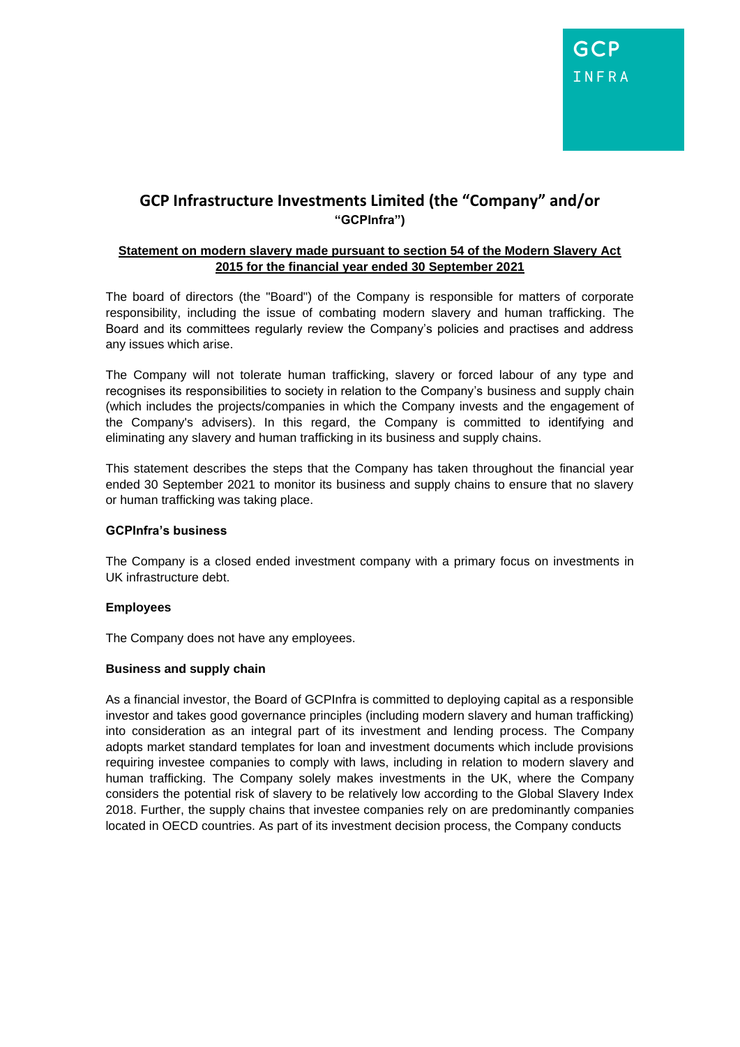# GCP Infrastructure Investments Limited (the "Company" and/or "GCPInfra")

**Statement on modern slavery made pursuant to section 54 of the Modern Slavery Act 2015 for the financial year ended 30 September 2021**

The board of directors (the "Board") of the Company is responsible for matters of corporate responsibility, including the issue of combating modern slavery and human trafficking. The Board and its committees regularly review the Company's policies and practises and address any issues which arise.

The Company will not tolerate human trafficking, slavery or forced labour of any type and recognises its responsibilities to society in relation to the Company's business and supply chain (which includes the projects/companies in which the Company invests and the engagement of the Company's advisers). In this regard, the Company is committed to identifying and eliminating any slavery and human trafficking in its business and supply chains.

This statement describes the steps that the Company has taken throughout the financial year ended 30 September 2021 to monitor its business and supply chains to ensure that no slavery or human trafficking was taking place.

**GCPInfra's business**

The Company is a closed ended investment company with a primary focus on investments in UK infrastructure debt.

**Employees**

The Company does not have any employees.

**Business and supply chain**

As a financial investor, the Board of GCPInfra is committed to deploying capital as a responsible investor and takes good governance principles (including modern slavery and human trafficking) into consideration as an integral part of its investment and lending process. The Company adopts market standard templates for loan and investment documents which include provisions requiring investee companies to comply with laws, including in relation to modern slavery and human trafficking. The Company solely makes investments in the UK, where the Company considers the potential risk of slavery to be relatively low according to the Global Slavery Index 2018. Further, the supply chains that investee companies rely on are predominantly companies located in OECD countries. As part of its investment decision process, the Company conducts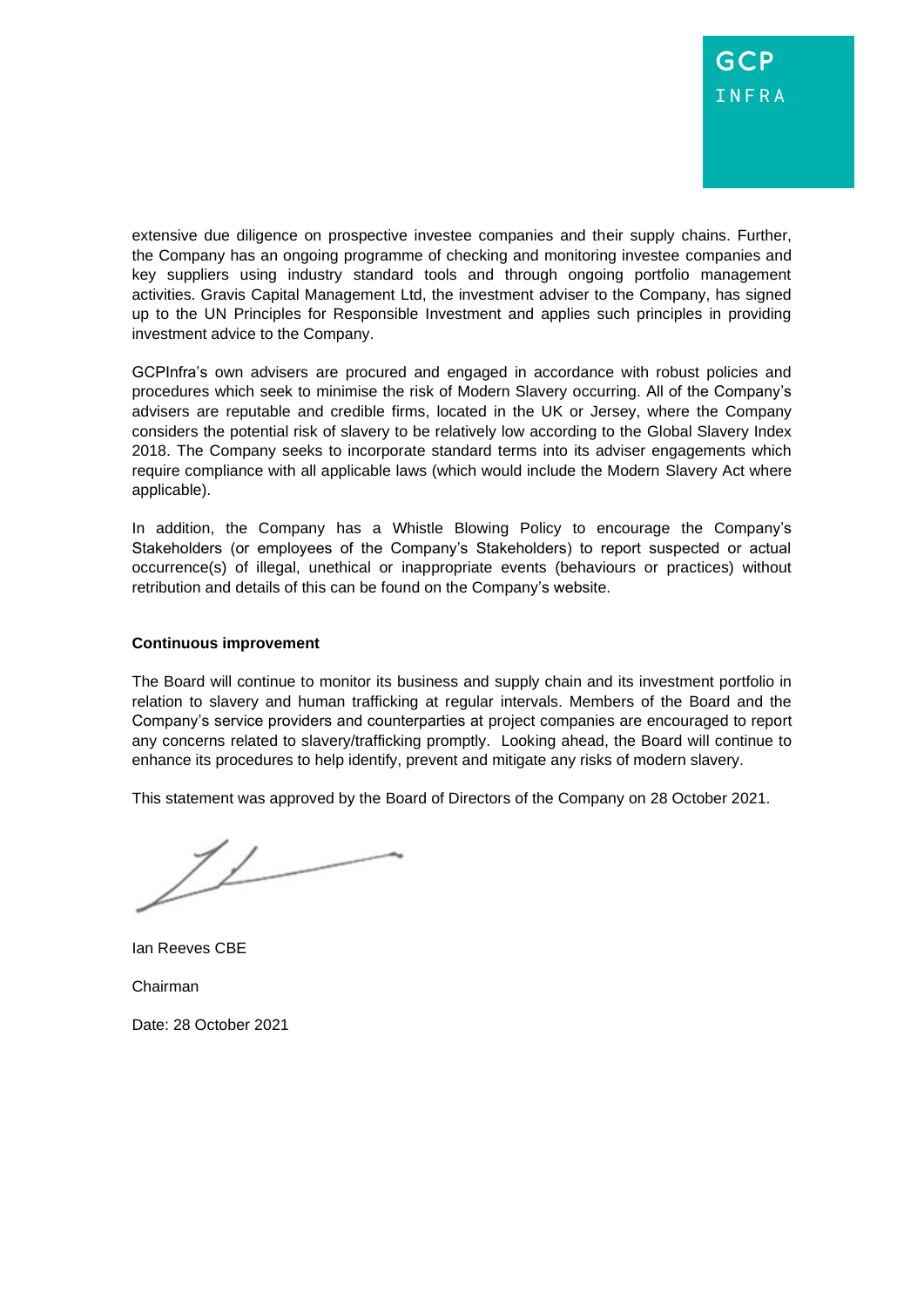extensive due diligence on prospective investee companies and their supply chains. Further, the Company has an ongoing programme of checking and monitoring investee companies and key suppliers using industry standard tools and through ongoing portfolio management activities. Gravis Capital Management Ltd, the investment adviser to the Company, has signed up to the UN Principles for Responsible Investment and applies such principles in providing investment advice to the Company.

GCPInfra's own advisers are procured and engaged in accordance with robust policies and procedures which seek to minimise the risk of Modern Slavery occurring. All of the Company's advisers are reputable and credible firms, located in the UK or Jersey, where the Company considers the potential risk of slavery to be relatively low according to the Global Slavery Index 2018. The Company seeks to incorporate standard terms into its adviser engagements which require compliance with all applicable laws (which would include the Modern Slavery Act where applicable).

In addition, the Company has a Whistle Blowing Policy to encourage the Company's Stakeholders (or employees of the Company's Stakeholders) to report suspected or actual occurrence(s) of illegal, unethical or inappropriate events (behaviours or practices) without retribution and details of this can be found on the Company's website.

**Continuous improvement**

The Board will continue to monitor its business and supply chain and its investment portfolio in relation to slavery and human trafficking at regular intervals. Members of the Board and the Company's service providers and counterparties at project companies are encouraged to report any concerns related to slavery/trafficking promptly. Looking ahead, the Board will continue to enhance its procedures to help identify, prevent and mitigate any risks of modern slavery.

This statement was approved by the Board of Directors of the Company on 28 October 2021.

Ian Reeves CBE

Chairman

Date: 28 October 2021